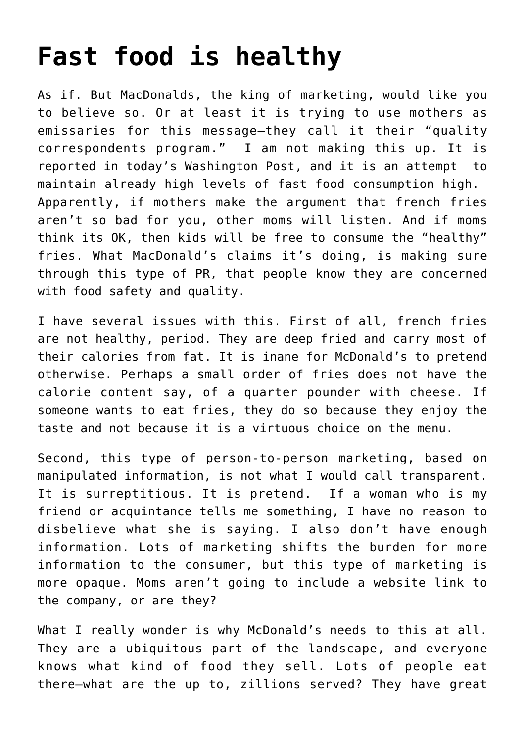# Fast food is healthy

As if. But MacDonalds, the king of marketing, would like you to believe so. Or at least it is trying to use mothers as emissaries for this message—they call it their "quality correspondents program." I am not making this up. It is reported in today's Washington Post, and it is an attempt to maintain already high levels of fast food consumption high. Apparently, if mothers make the argument that french fries aren't so bad for you, other moms will listen. And if moms think its OK, then kids will be free to consume the "healthy" fries. What MacDonald's claims it's doing, is making sure through this type of PR, that people know they are concerned with food safety and quality.

I have several issues with this. First of all, french fries are not healthy, period. They are deep fried and carry most of their calories from fat. It is inane for McDonald's to pretend otherwise. Perhaps a small order of fries does not have the calorie content say, of a quarter pounder with cheese. If someone wants to eat fries, they do so because they enjoy the taste and not because it is a virtuous choice on the menu.

Second, this type of person-to-person marketing, based on manipulated information, is not what I would call transparent. It is surreptitious. It is pretend. If a woman who is my friend or acquintance tells me something, I have no reason to disbelieve what she is saying. I also don't have enough information. Lots of marketing shifts the burden for more information to the consumer, but this type of marketing is more opaque. Moms aren't going to include a website link to the company, or are they?

What I really wonder is why McDonald's needs to this at all. They are a ubiquitous part of the landscape, and everyone knows what kind of food they sell. Lots of people eat there—what are the up to, zillions served? They have great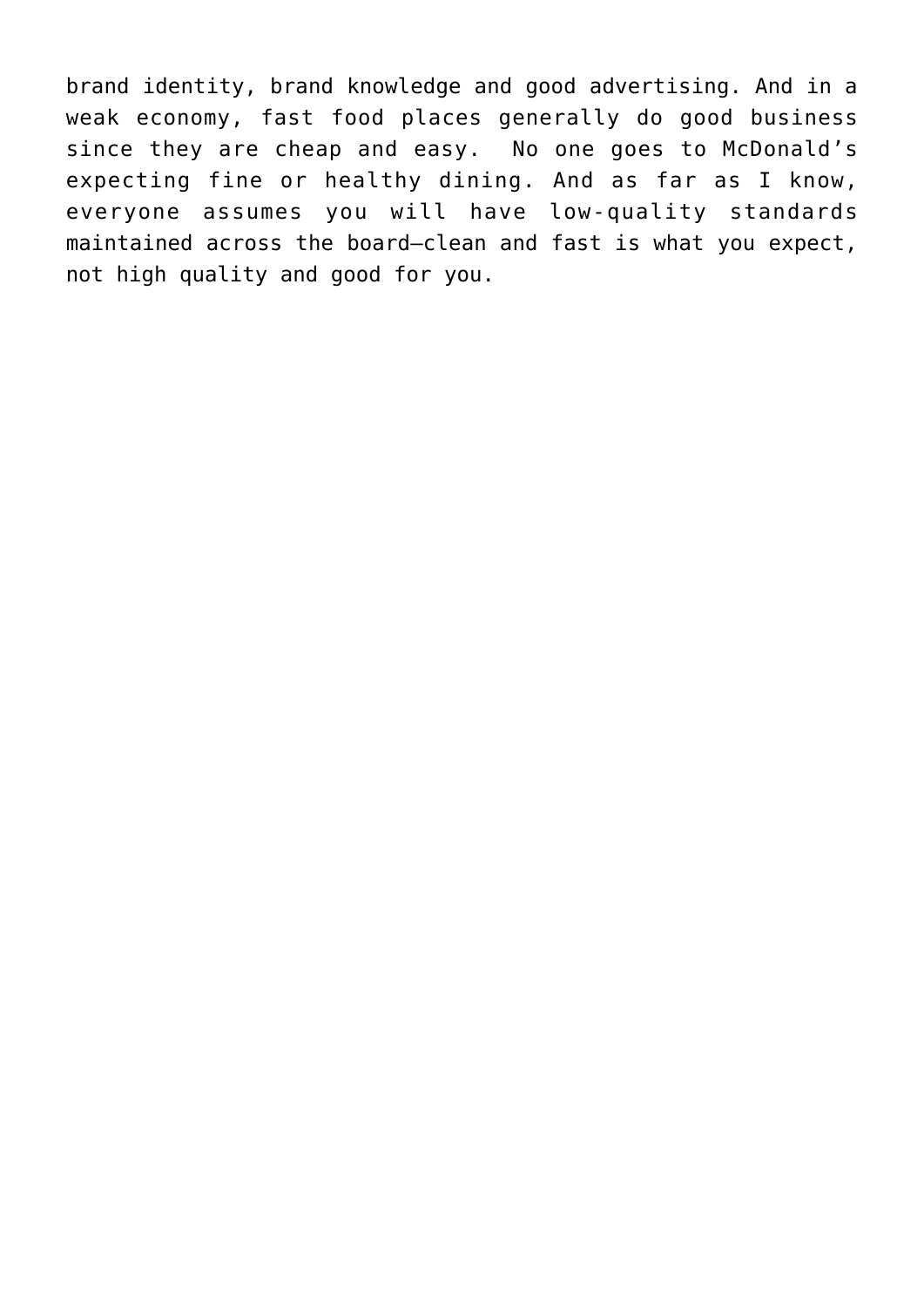brand identity, brand knowledge and good advertising. And in a weak economy, fast food places generally do good business since they are cheap and easy.  No one goes to McDonald's expecting fine or healthy dining. And as far as I know, everyone assumes you will have low-quality standards maintained across the board—clean and fast is what you expect, not high quality and good for you.